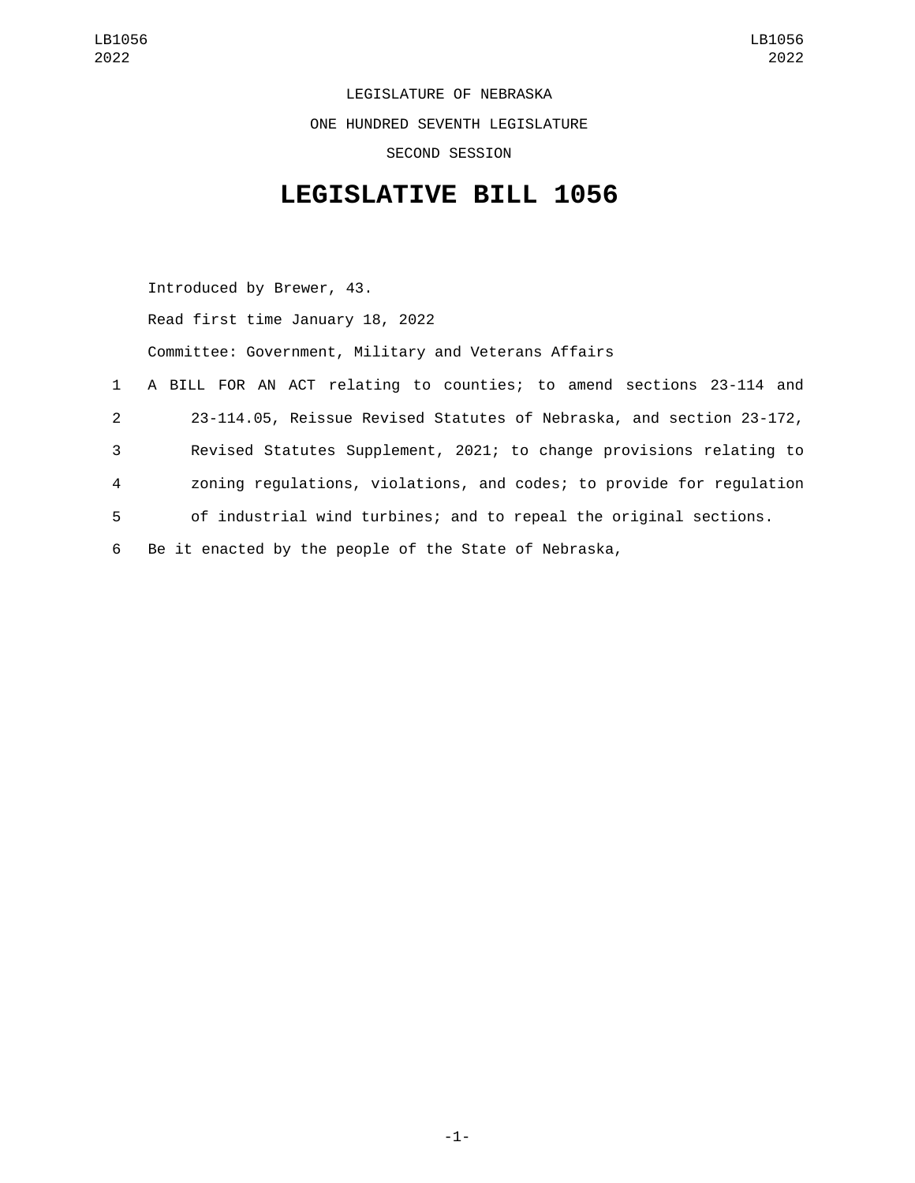LEGISLATURE OF NEBRASKA

ONE HUNDRED SEVENTH LEGISLATURE

SECOND SESSION

# LEGISLATIVE BILL 1056

Introduced by Brewer, 43.

Read first time January 18, 2022

Committee: Government, Military and Veterans Affairs

1 A BILL FOR AN ACT relating to counties; to amend sections 23-114 and
2 23-114.05, Reissue Revised Statutes of Nebraska, and section 23-172,
3 Revised Statutes Supplement, 2021; to change provisions relating to
4 zoning regulations, violations, and codes; to provide for regulation
5 of industrial wind turbines; and to repeal the original sections.
6 Be it enacted by the people of the State of Nebraska,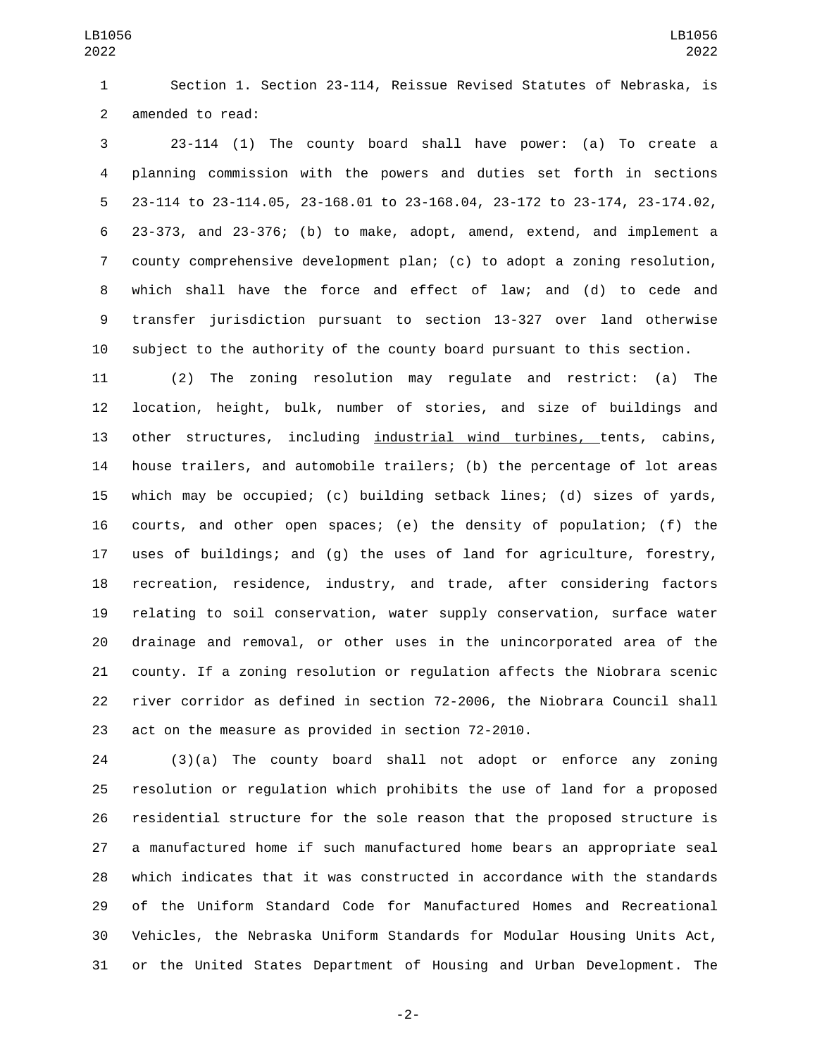Section 1. Section 23-114, Reissue Revised Statutes of Nebraska, is amended to read:

23-114 (1) The county board shall have power: (a) To create a planning commission with the powers and duties set forth in sections 23-114 to 23-114.05, 23-168.01 to 23-168.04, 23-172 to 23-174, 23-174.02, 23-373, and 23-376; (b) to make, adopt, amend, extend, and implement a county comprehensive development plan; (c) to adopt a zoning resolution, which shall have the force and effect of law; and (d) to cede and transfer jurisdiction pursuant to section 13-327 over land otherwise subject to the authority of the county board pursuant to this section.

(2) The zoning resolution may regulate and restrict: (a) The location, height, bulk, number of stories, and size of buildings and other structures, including <u>industrial wind turbines,</u> tents, cabins, house trailers, and automobile trailers; (b) the percentage of lot areas which may be occupied; (c) building setback lines; (d) sizes of yards, courts, and other open spaces; (e) the density of population; (f) the uses of buildings; and (g) the uses of land for agriculture, forestry, recreation, residence, industry, and trade, after considering factors relating to soil conservation, water supply conservation, surface water drainage and removal, or other uses in the unincorporated area of the county. If a zoning resolution or regulation affects the Niobrara scenic river corridor as defined in section 72-2006, the Niobrara Council shall act on the measure as provided in section 72-2010.

(3)(a) The county board shall not adopt or enforce any zoning resolution or regulation which prohibits the use of land for a proposed residential structure for the sole reason that the proposed structure is a manufactured home if such manufactured home bears an appropriate seal which indicates that it was constructed in accordance with the standards of the Uniform Standard Code for Manufactured Homes and Recreational Vehicles, the Nebraska Uniform Standards for Modular Housing Units Act, or the United States Department of Housing and Urban Development. The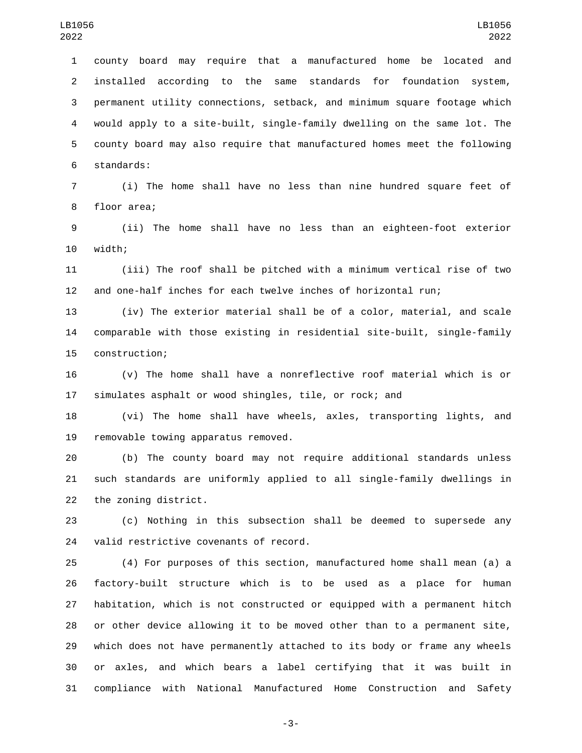county board may require that a manufactured home be located and installed according to the same standards for foundation system, permanent utility connections, setback, and minimum square footage which would apply to a site-built, single-family dwelling on the same lot. The county board may also require that manufactured homes meet the following standards:

(i) The home shall have no less than nine hundred square feet of floor area;

(ii) The home shall have no less than an eighteen-foot exterior width;

(iii) The roof shall be pitched with a minimum vertical rise of two and one-half inches for each twelve inches of horizontal run;

(iv) The exterior material shall be of a color, material, and scale comparable with those existing in residential site-built, single-family construction;

(v) The home shall have a nonreflective roof material which is or simulates asphalt or wood shingles, tile, or rock; and

(vi) The home shall have wheels, axles, transporting lights, and removable towing apparatus removed.

(b) The county board may not require additional standards unless such standards are uniformly applied to all single-family dwellings in the zoning district.

(c) Nothing in this subsection shall be deemed to supersede any valid restrictive covenants of record.

(4) For purposes of this section, manufactured home shall mean (a) a factory-built structure which is to be used as a place for human habitation, which is not constructed or equipped with a permanent hitch or other device allowing it to be moved other than to a permanent site, which does not have permanently attached to its body or frame any wheels or axles, and which bears a label certifying that it was built in compliance with National Manufactured Home Construction and Safety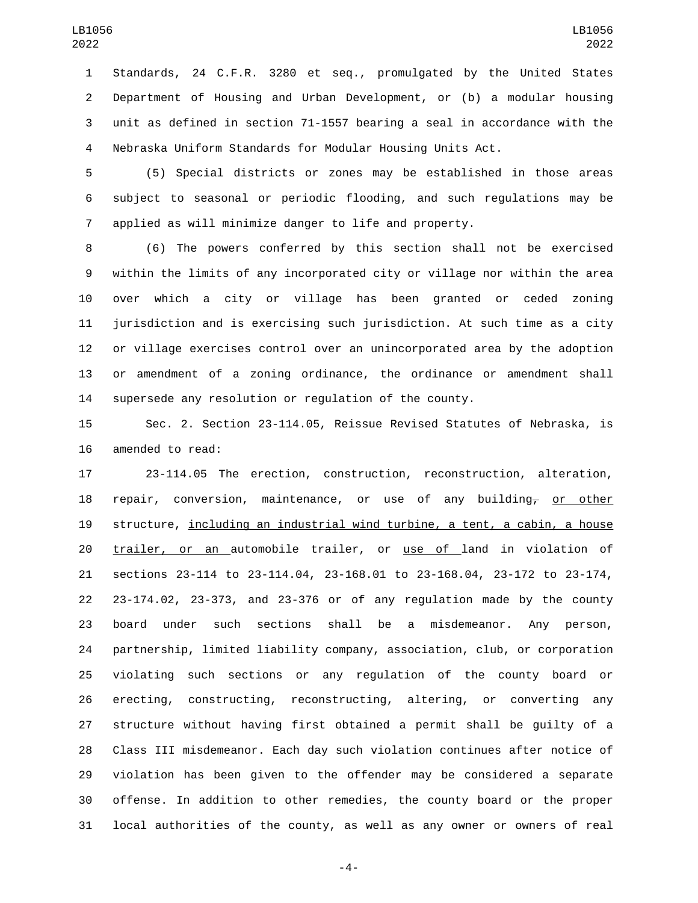Standards, 24 C.F.R. 3280 et seq., promulgated by the United States Department of Housing and Urban Development, or (b) a modular housing unit as defined in section 71-1557 bearing a seal in accordance with the Nebraska Uniform Standards for Modular Housing Units Act.

(5) Special districts or zones may be established in those areas subject to seasonal or periodic flooding, and such regulations may be applied as will minimize danger to life and property.

(6) The powers conferred by this section shall not be exercised within the limits of any incorporated city or village nor within the area over which a city or village has been granted or ceded zoning jurisdiction and is exercising such jurisdiction. At such time as a city or village exercises control over an unincorporated area by the adoption or amendment of a zoning ordinance, the ordinance or amendment shall supersede any resolution or regulation of the county.

Sec. 2. Section 23-114.05, Reissue Revised Statutes of Nebraska, is amended to read:

23-114.05 The erection, construction, reconstruction, alteration, repair, conversion, maintenance, or use of any building~~,~~ or other structure, including an industrial wind turbine, a tent, a cabin, a house trailer, or an automobile trailer, or use of land in violation of sections 23-114 to 23-114.04, 23-168.01 to 23-168.04, 23-172 to 23-174, 23-174.02, 23-373, and 23-376 or of any regulation made by the county board under such sections shall be a misdemeanor. Any person, partnership, limited liability company, association, club, or corporation violating such sections or any regulation of the county board or erecting, constructing, reconstructing, altering, or converting any structure without having first obtained a permit shall be guilty of a Class III misdemeanor. Each day such violation continues after notice of violation has been given to the offender may be considered a separate offense. In addition to other remedies, the county board or the proper local authorities of the county, as well as any owner or owners of real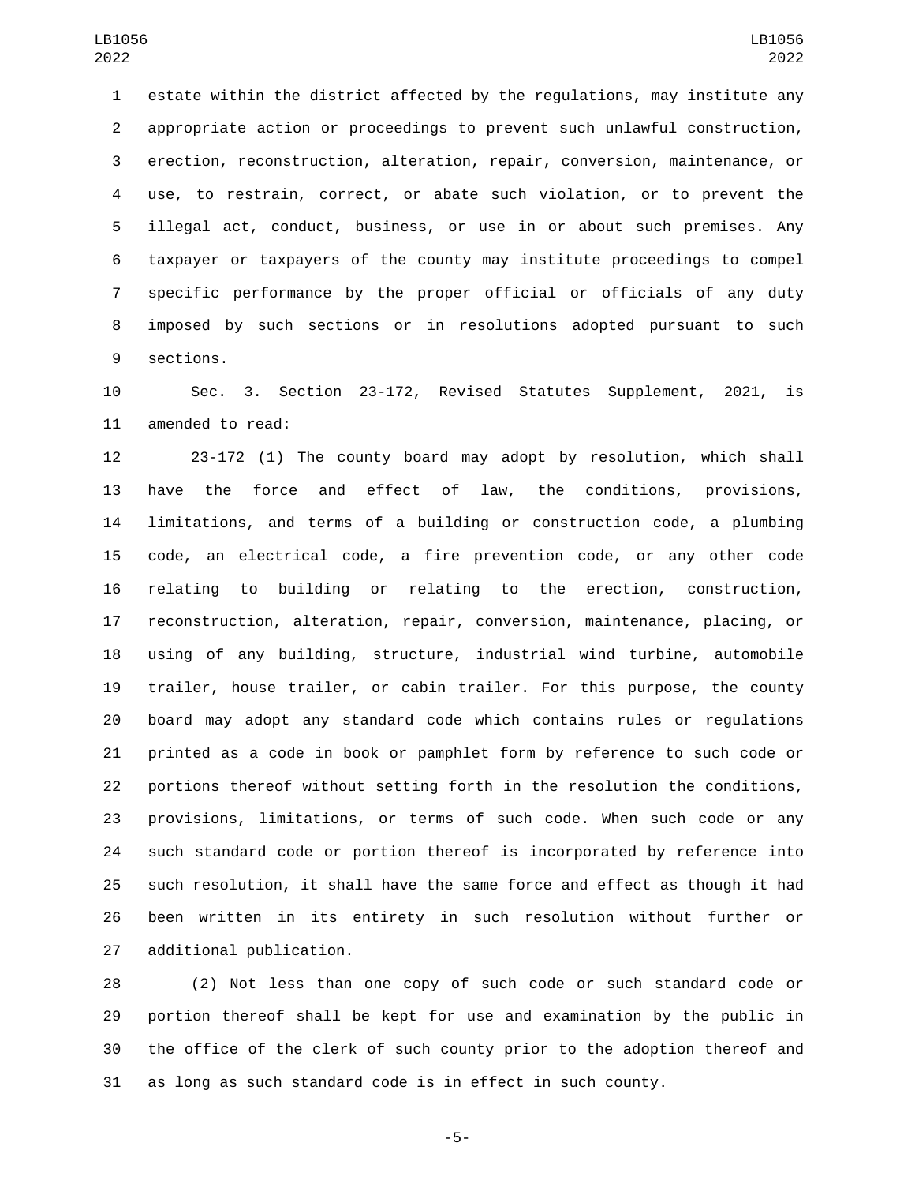estate within the district affected by the regulations, may institute any appropriate action or proceedings to prevent such unlawful construction, erection, reconstruction, alteration, repair, conversion, maintenance, or use, to restrain, correct, or abate such violation, or to prevent the illegal act, conduct, business, or use in or about such premises. Any taxpayer or taxpayers of the county may institute proceedings to compel specific performance by the proper official or officials of any duty imposed by such sections or in resolutions adopted pursuant to such sections.

Sec. 3. Section 23-172, Revised Statutes Supplement, 2021, is amended to read:

23-172 (1) The county board may adopt by resolution, which shall have the force and effect of law, the conditions, provisions, limitations, and terms of a building or construction code, a plumbing code, an electrical code, a fire prevention code, or any other code relating to building or relating to the erection, construction, reconstruction, alteration, repair, conversion, maintenance, placing, or using of any building, structure, <u>industrial wind turbine,</u> automobile trailer, house trailer, or cabin trailer. For this purpose, the county board may adopt any standard code which contains rules or regulations printed as a code in book or pamphlet form by reference to such code or portions thereof without setting forth in the resolution the conditions, provisions, limitations, or terms of such code. When such code or any such standard code or portion thereof is incorporated by reference into such resolution, it shall have the same force and effect as though it had been written in its entirety in such resolution without further or additional publication.

(2) Not less than one copy of such code or such standard code or portion thereof shall be kept for use and examination by the public in the office of the clerk of such county prior to the adoption thereof and as long as such standard code is in effect in such county.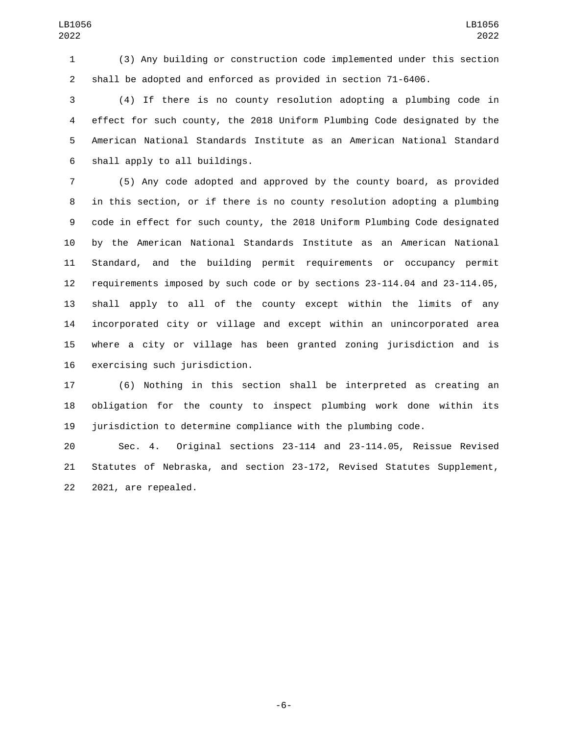(3) Any building or construction code implemented under this section shall be adopted and enforced as provided in section 71-6406.

(4) If there is no county resolution adopting a plumbing code in effect for such county, the 2018 Uniform Plumbing Code designated by the American National Standards Institute as an American National Standard shall apply to all buildings.

(5) Any code adopted and approved by the county board, as provided in this section, or if there is no county resolution adopting a plumbing code in effect for such county, the 2018 Uniform Plumbing Code designated by the American National Standards Institute as an American National Standard, and the building permit requirements or occupancy permit requirements imposed by such code or by sections 23-114.04 and 23-114.05, shall apply to all of the county except within the limits of any incorporated city or village and except within an unincorporated area where a city or village has been granted zoning jurisdiction and is exercising such jurisdiction.

(6) Nothing in this section shall be interpreted as creating an obligation for the county to inspect plumbing work done within its jurisdiction to determine compliance with the plumbing code.

Sec. 4. Original sections 23-114 and 23-114.05, Reissue Revised Statutes of Nebraska, and section 23-172, Revised Statutes Supplement, 2021, are repealed.